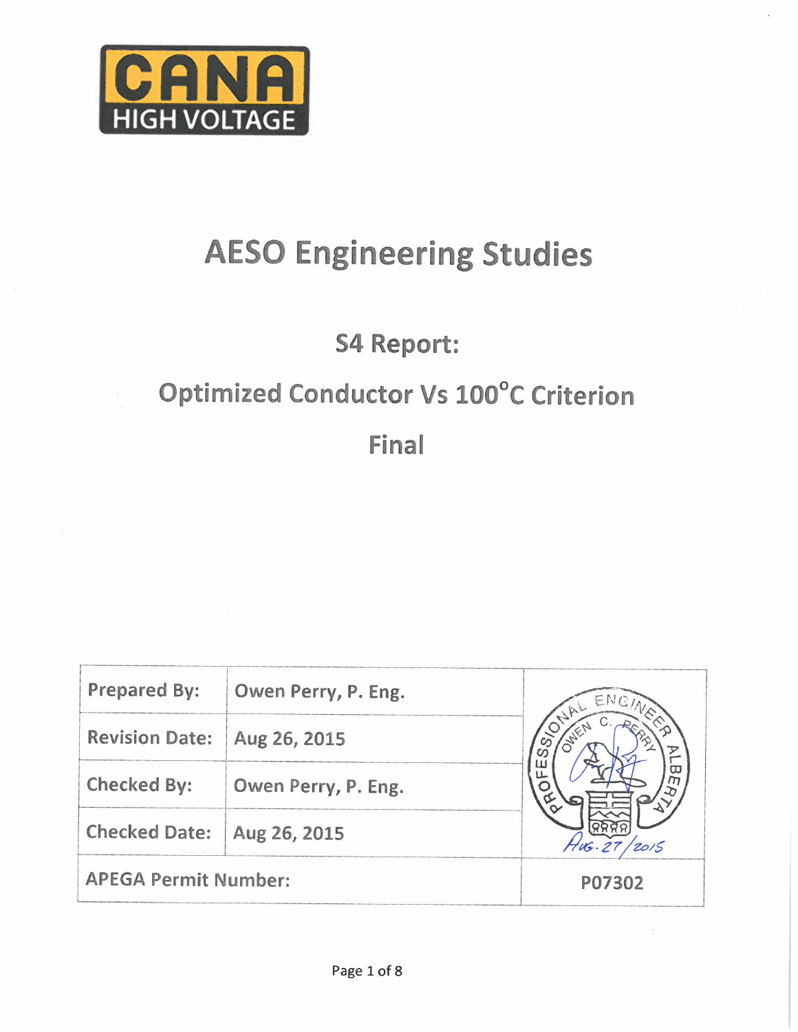CANA HIGH VOLTAGE

# AESO Engineering Studies

## S4 Report:

## Optimized Conductor Vs 100°C Criterion

## Final

| Prepared By: | Owen Perry, P. Eng. | |
|---|---|---|
| Revision Date: | Aug 26, 2015 | |
| Checked By: | Owen Perry, P. Eng. | |
| Checked Date: | Aug 26, 2015 | PROFESSIONAL ENGINEER OWEN C. PERRY ALBERTA Aug. 27/2015 |
| APEGA Permit Number: | | P07302 |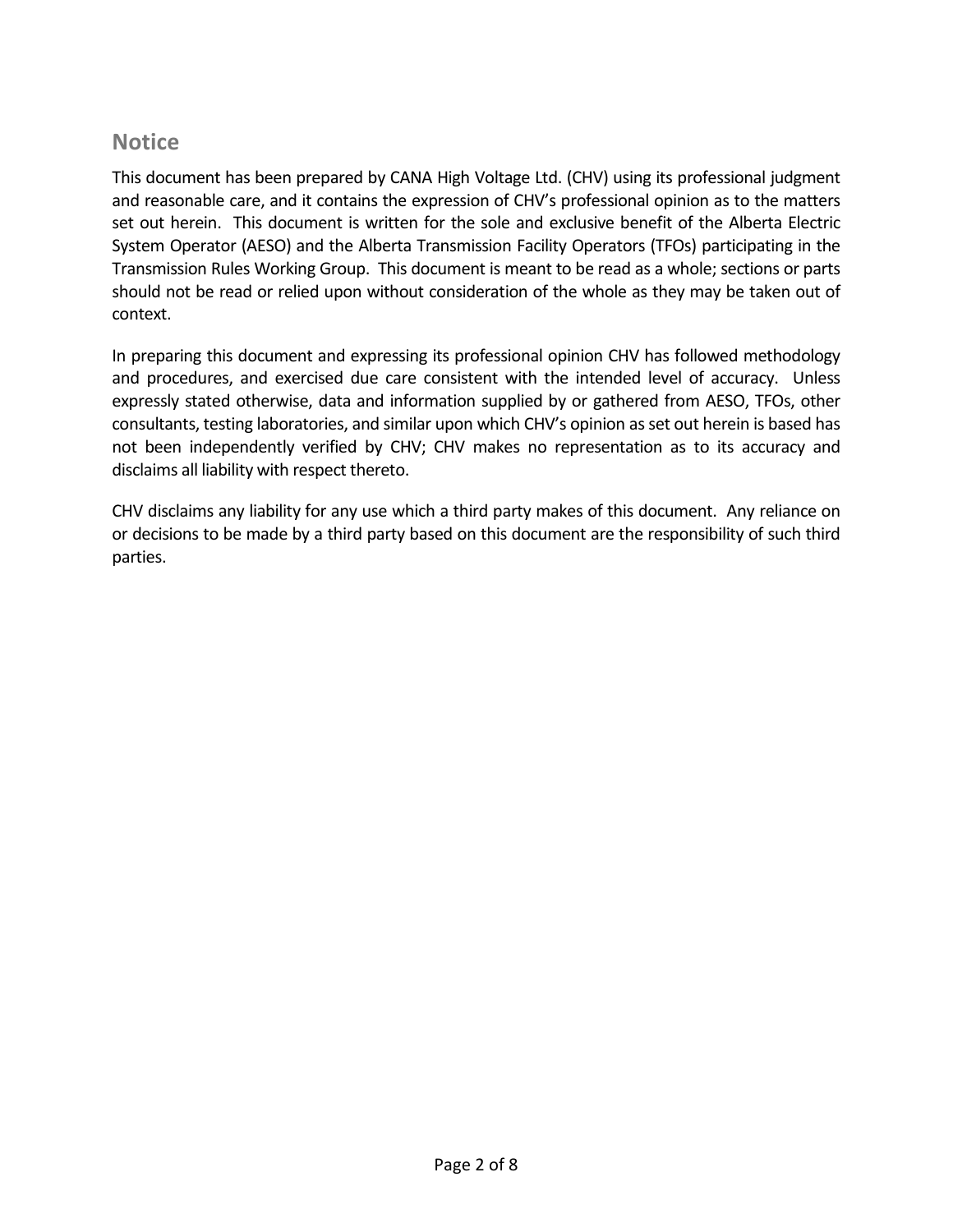## Notice

This document has been prepared by CANA High Voltage Ltd. (CHV) using its professional judgment and reasonable care, and it contains the expression of CHV's professional opinion as to the matters set out herein. This document is written for the sole and exclusive benefit of the Alberta Electric System Operator (AESO) and the Alberta Transmission Facility Operators (TFOs) participating in the Transmission Rules Working Group. This document is meant to be read as a whole; sections or parts should not be read or relied upon without consideration of the whole as they may be taken out of context.

In preparing this document and expressing its professional opinion CHV has followed methodology and procedures, and exercised due care consistent with the intended level of accuracy. Unless expressly stated otherwise, data and information supplied by or gathered from AESO, TFOs, other consultants, testing laboratories, and similar upon which CHV's opinion as set out herein is based has not been independently verified by CHV; CHV makes no representation as to its accuracy and disclaims all liability with respect thereto.

CHV disclaims any liability for any use which a third party makes of this document. Any reliance on or decisions to be made by a third party based on this document are the responsibility of such third parties.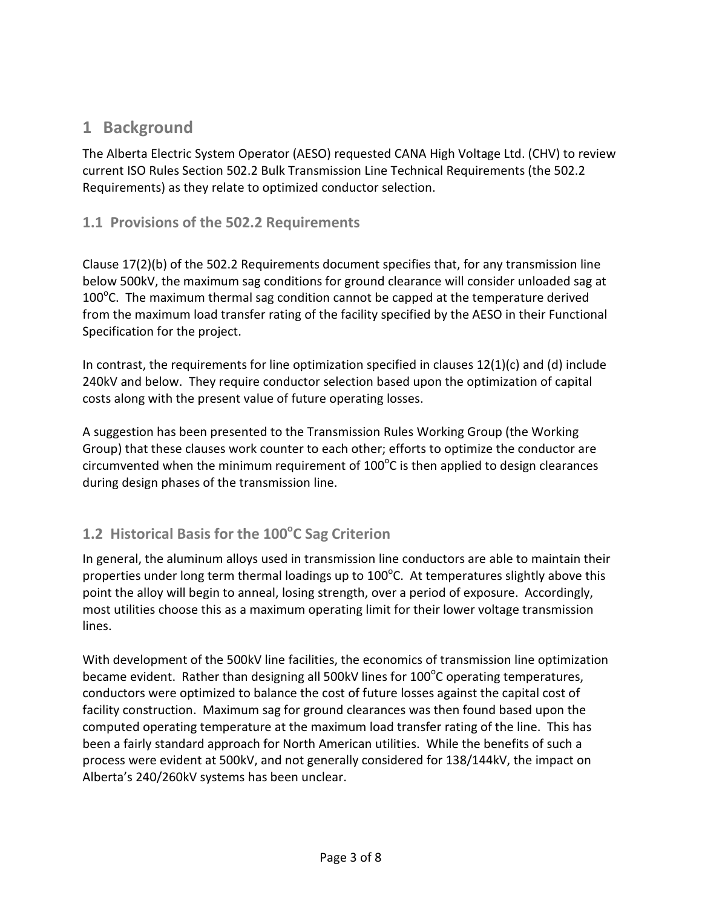# 1 Background

The Alberta Electric System Operator (AESO) requested CANA High Voltage Ltd. (CHV) to review current ISO Rules Section 502.2 Bulk Transmission Line Technical Requirements (the 502.2 Requirements) as they relate to optimized conductor selection.

## 1.1 Provisions of the 502.2 Requirements

Clause 17(2)(b) of the 502.2 Requirements document specifies that, for any transmission line below 500kV, the maximum sag conditions for ground clearance will consider unloaded sag at 100°C. The maximum thermal sag condition cannot be capped at the temperature derived from the maximum load transfer rating of the facility specified by the AESO in their Functional Specification for the project.

In contrast, the requirements for line optimization specified in clauses 12(1)(c) and (d) include 240kV and below. They require conductor selection based upon the optimization of capital costs along with the present value of future operating losses.

A suggestion has been presented to the Transmission Rules Working Group (the Working Group) that these clauses work counter to each other; efforts to optimize the conductor are circumvented when the minimum requirement of 100°C is then applied to design clearances during design phases of the transmission line.

## 1.2 Historical Basis for the 100°C Sag Criterion

In general, the aluminum alloys used in transmission line conductors are able to maintain their properties under long term thermal loadings up to 100°C. At temperatures slightly above this point the alloy will begin to anneal, losing strength, over a period of exposure. Accordingly, most utilities choose this as a maximum operating limit for their lower voltage transmission lines.

With development of the 500kV line facilities, the economics of transmission line optimization became evident. Rather than designing all 500kV lines for 100°C operating temperatures, conductors were optimized to balance the cost of future losses against the capital cost of facility construction. Maximum sag for ground clearances was then found based upon the computed operating temperature at the maximum load transfer rating of the line. This has been a fairly standard approach for North American utilities. While the benefits of such a process were evident at 500kV, and not generally considered for 138/144kV, the impact on Alberta's 240/260kV systems has been unclear.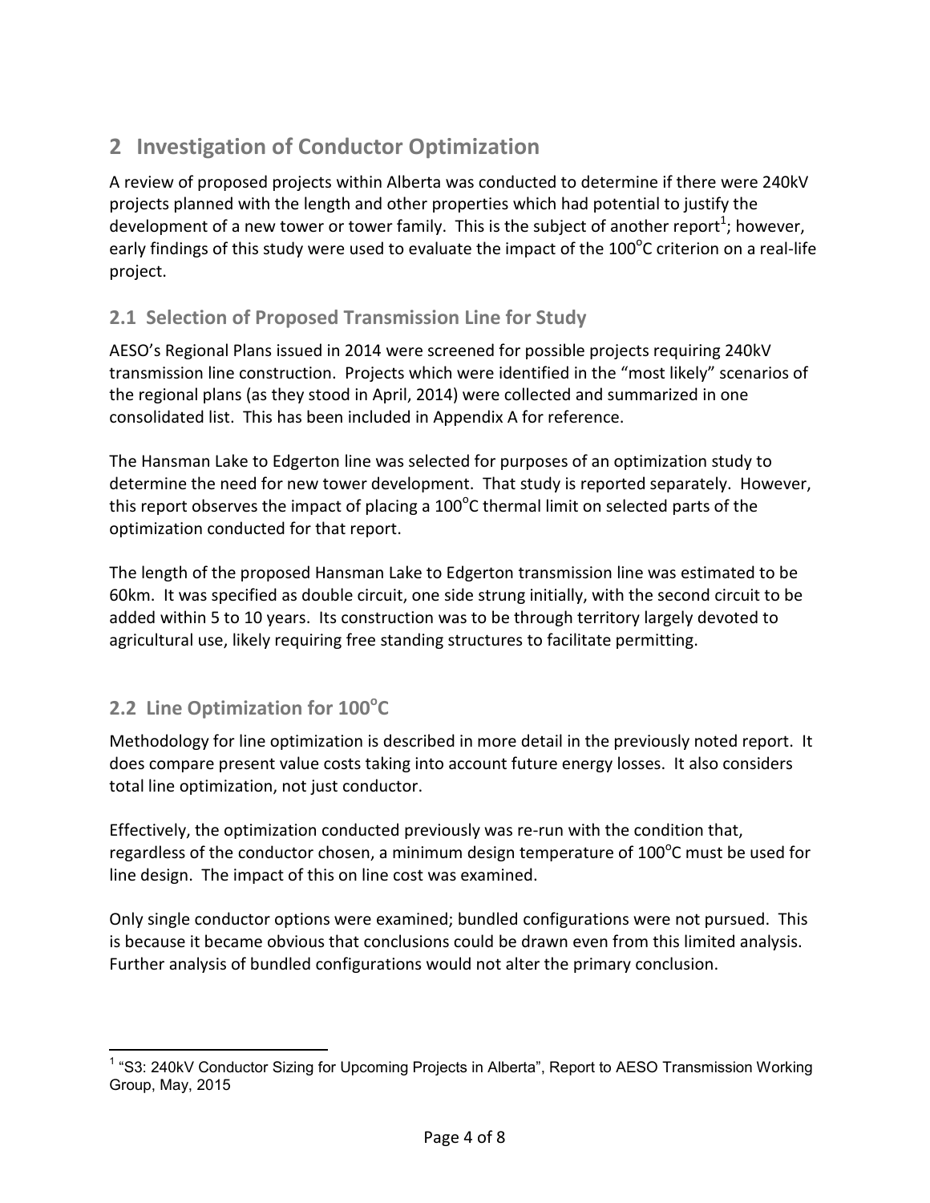## 2 Investigation of Conductor Optimization

A review of proposed projects within Alberta was conducted to determine if there were 240kV projects planned with the length and other properties which had potential to justify the development of a new tower or tower family. This is the subject of another report[1]; however, early findings of this study were used to evaluate the impact of the 100$^{o}$C criterion on a real-life project.

### 2.1 Selection of Proposed Transmission Line for Study

AESO's Regional Plans issued in 2014 were screened for possible projects requiring 240kV transmission line construction. Projects which were identified in the "most likely" scenarios of the regional plans (as they stood in April, 2014) were collected and summarized in one consolidated list. This has been included in Appendix A for reference.

The Hansman Lake to Edgerton line was selected for purposes of an optimization study to determine the need for new tower development. That study is reported separately. However, this report observes the impact of placing a 100$^{o}$C thermal limit on selected parts of the optimization conducted for that report.

The length of the proposed Hansman Lake to Edgerton transmission line was estimated to be 60km. It was specified as double circuit, one side strung initially, with the second circuit to be added within 5 to 10 years. Its construction was to be through territory largely devoted to agricultural use, likely requiring free standing structures to facilitate permitting.

### 2.2 Line Optimization for 100$^{o}$C

Methodology for line optimization is described in more detail in the previously noted report. It does compare present value costs taking into account future energy losses. It also considers total line optimization, not just conductor.

Effectively, the optimization conducted previously was re-run with the condition that, regardless of the conductor chosen, a minimum design temperature of 100$^{o}$C must be used for line design. The impact of this on line cost was examined.

Only single conductor options were examined; bundled configurations were not pursued. This is because it became obvious that conclusions could be drawn even from this limited analysis. Further analysis of bundled configurations would not alter the primary conclusion.

---

[1] "S3: 240kV Conductor Sizing for Upcoming Projects in Alberta", Report to AESO Transmission Working Group, May, 2015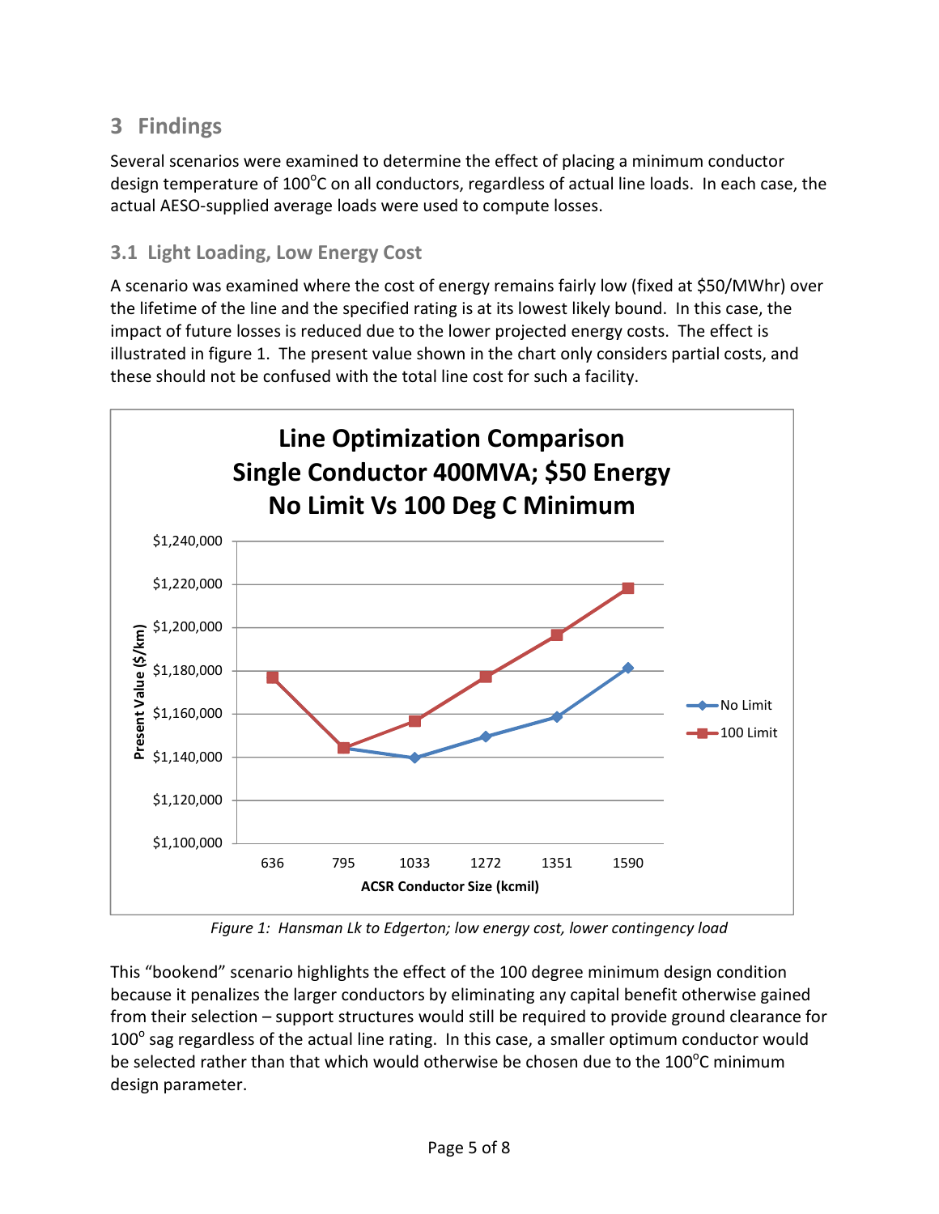## 3 Findings

Several scenarios were examined to determine the effect of placing a minimum conductor design temperature of 100°C on all conductors, regardless of actual line loads. In each case, the actual AESO-supplied average loads were used to compute losses.

### 3.1 Light Loading, Low Energy Cost

A scenario was examined where the cost of energy remains fairly low (fixed at $50/MWhr) over the lifetime of the line and the specified rating is at its lowest likely bound. In this case, the impact of future losses is reduced due to the lower projected energy costs. The effect is illustrated in figure 1. The present value shown in the chart only considers partial costs, and these should not be confused with the total line cost for such a facility.

*Figure 1: Hansman Lk to Edgerton; low energy cost, lower contingency load*

This "bookend" scenario highlights the effect of the 100 degree minimum design condition because it penalizes the larger conductors by eliminating any capital benefit otherwise gained from their selection – support structures would still be required to provide ground clearance for 100° sag regardless of the actual line rating. In this case, a smaller optimum conductor would be selected rather than that which would otherwise be chosen due to the 100°C minimum design parameter.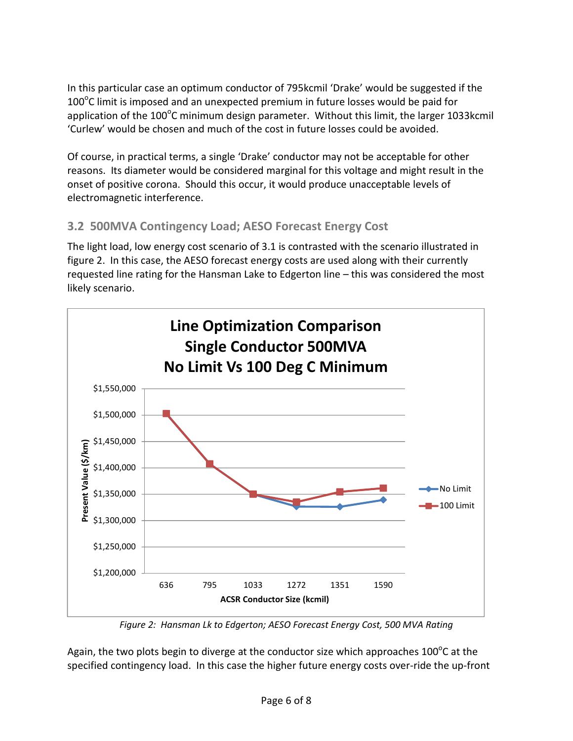In this particular case an optimum conductor of 795kcmil 'Drake' would be suggested if the 100°C limit is imposed and an unexpected premium in future losses would be paid for application of the 100°C minimum design parameter. Without this limit, the larger 1033kcmil 'Curlew' would be chosen and much of the cost in future losses could be avoided.

Of course, in practical terms, a single 'Drake' conductor may not be acceptable for other reasons. Its diameter would be considered marginal for this voltage and might result in the onset of positive corona. Should this occur, it would produce unacceptable levels of electromagnetic interference.

### 3.2 500MVA Contingency Load; AESO Forecast Energy Cost

The light load, low energy cost scenario of 3.1 is contrasted with the scenario illustrated in figure 2. In this case, the AESO forecast energy costs are used along with their currently requested line rating for the Hansman Lake to Edgerton line – this was considered the most likely scenario.

*Figure 2: Hansman Lk to Edgerton; AESO Forecast Energy Cost, 500 MVA Rating*

Again, the two plots begin to diverge at the conductor size which approaches 100°C at the specified contingency load. In this case the higher future energy costs over-ride the up-front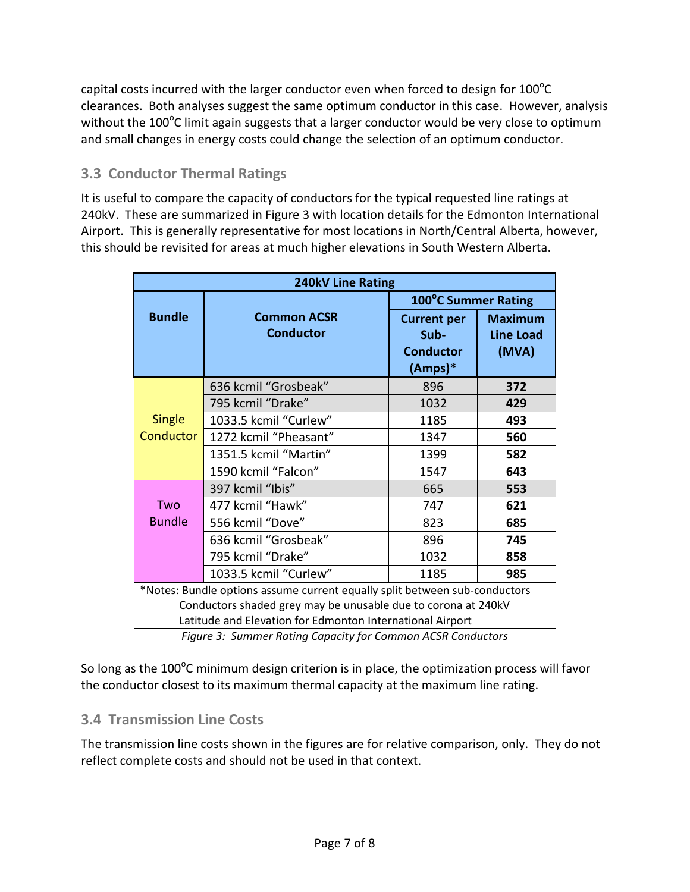capital costs incurred with the larger conductor even when forced to design for 100°C clearances. Both analyses suggest the same optimum conductor in this case. However, analysis without the 100°C limit again suggests that a larger conductor would be very close to optimum and small changes in energy costs could change the selection of an optimum conductor.

## 3.3 Conductor Thermal Ratings

It is useful to compare the capacity of conductors for the typical requested line ratings at 240kV. These are summarized in Figure 3 with location details for the Edmonton International Airport. This is generally representative for most locations in North/Central Alberta, however, this should be revisited for areas at much higher elevations in South Western Alberta.

| 240kV Line Rating | | | |
|---|---|---|---|
| **Bundle** | **Common ACSR Conductor** | **100°C Summer Rating** | |
| | | **Current per Sub-Conductor (Amps)*** | **Maximum Line Load (MVA)** |
| Single Conductor | 636 kcmil "Grosbeak" | 896 | **372** |
| | 795 kcmil "Drake" | 1032 | **429** |
| | 1033.5 kcmil "Curlew" | 1185 | **493** |
| | 1272 kcmil "Pheasant" | 1347 | **560** |
| | 1351.5 kcmil "Martin" | 1399 | **582** |
| | 1590 kcmil "Falcon" | 1547 | **643** |
| Two Bundle | 397 kcmil "Ibis" | 665 | **553** |
| | 477 kcmil "Hawk" | 747 | **621** |
| | 556 kcmil "Dove" | 823 | **685** |
| | 636 kcmil "Grosbeak" | 896 | **745** |
| | 795 kcmil "Drake" | 1032 | **858** |
| | 1033.5 kcmil "Curlew" | 1185 | **985** |

*Notes: Bundle options assume current equally split between sub-conductors
Conductors shaded grey may be unusable due to corona at 240kV
Latitude and Elevation for Edmonton International Airport

*Figure 3: Summer Rating Capacity for Common ACSR Conductors*

So long as the 100°C minimum design criterion is in place, the optimization process will favor the conductor closest to its maximum thermal capacity at the maximum line rating.

## 3.4 Transmission Line Costs

The transmission line costs shown in the figures are for relative comparison, only. They do not reflect complete costs and should not be used in that context.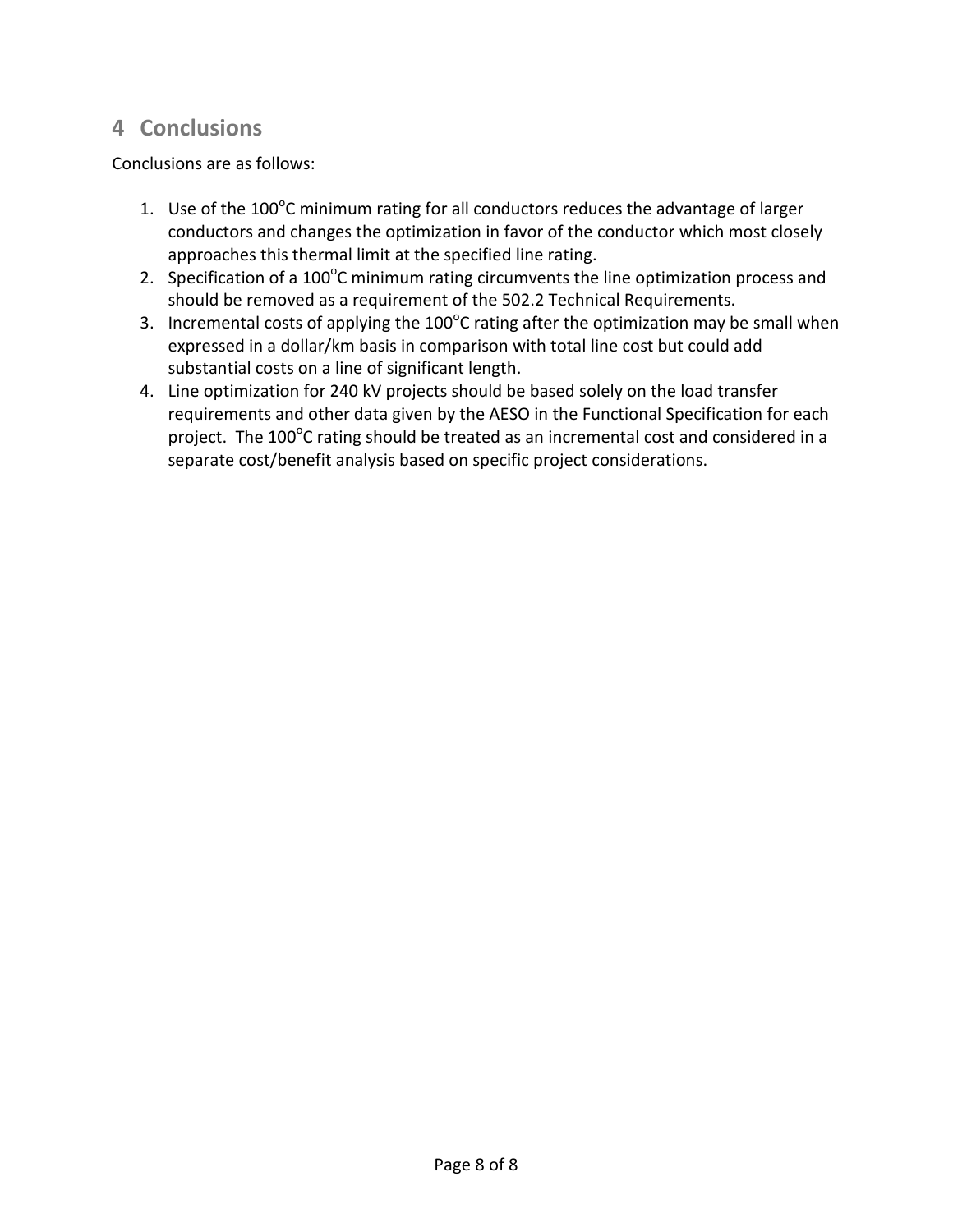## 4 Conclusions

Conclusions are as follows:

1. Use of the 100°C minimum rating for all conductors reduces the advantage of larger conductors and changes the optimization in favor of the conductor which most closely approaches this thermal limit at the specified line rating.
2. Specification of a 100°C minimum rating circumvents the line optimization process and should be removed as a requirement of the 502.2 Technical Requirements.
3. Incremental costs of applying the 100°C rating after the optimization may be small when expressed in a dollar/km basis in comparison with total line cost but could add substantial costs on a line of significant length.
4. Line optimization for 240 kV projects should be based solely on the load transfer requirements and other data given by the AESO in the Functional Specification for each project. The 100°C rating should be treated as an incremental cost and considered in a separate cost/benefit analysis based on specific project considerations.